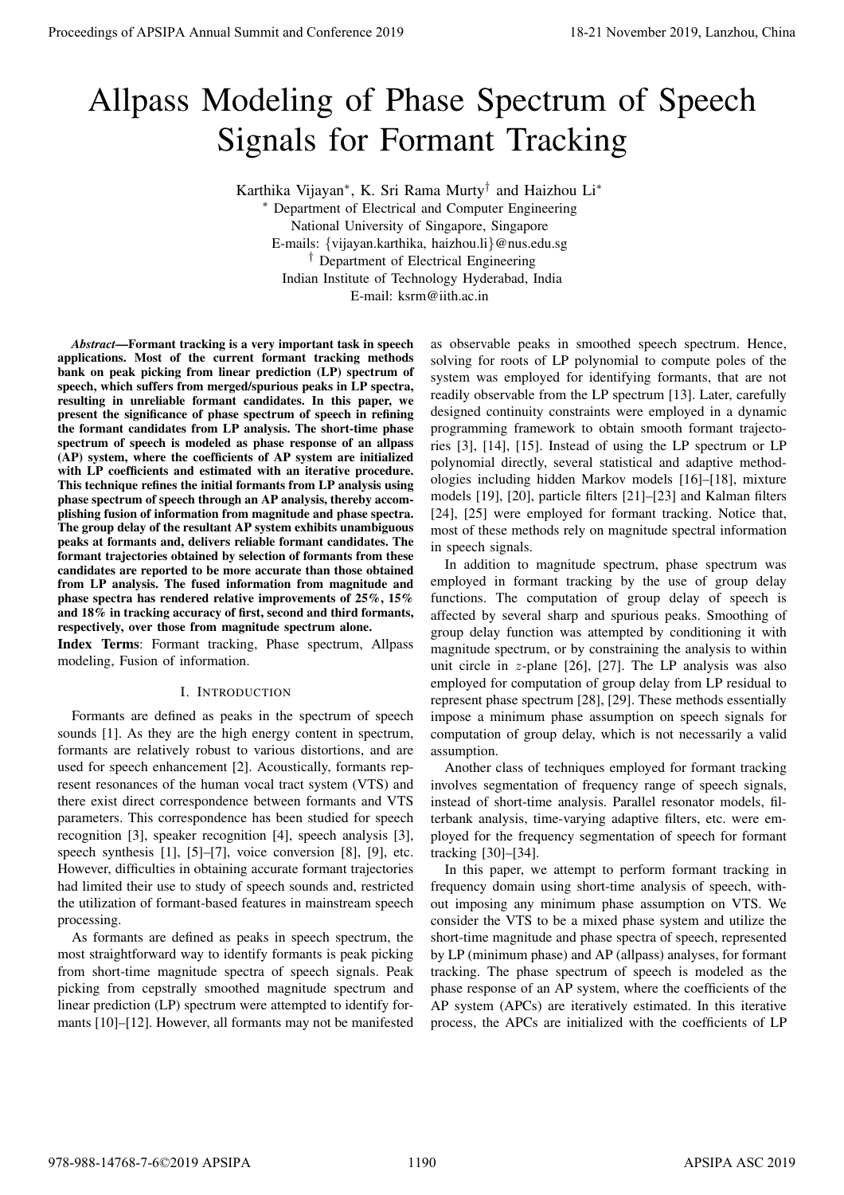# Allpass Modeling of Phase Spectrum of Speech Signals for Formant Tracking

Karthika Vijayan[*], K. Sri Rama Murty[†] and Haizhou Li[*]

[*] Department of Electrical and Computer Engineering
National University of Singapore, Singapore
E-mails: {vijayan.karthika, haizhou.li}@nus.edu.sg

[†] Department of Electrical Engineering
Indian Institute of Technology Hyderabad, India
E-mail: ksrm@iith.ac.in

***Abstract*—Formant tracking is a very important task in speech applications. Most of the current formant tracking methods bank on peak picking from linear prediction (LP) spectrum of speech, which suffers from merged/spurious peaks in LP spectra, resulting in unreliable formant candidates. In this paper, we present the significance of phase spectrum of speech in refining the formant candidates from LP analysis. The short-time phase spectrum of speech is modeled as phase response of an allpass (AP) system, where the coefficients of AP system are initialized with LP coefficients and estimated with an iterative procedure. This technique refines the initial formants from LP analysis using phase spectrum of speech through an AP analysis, thereby accomplishing fusion of information from magnitude and phase spectra. The group delay of the resultant AP system exhibits unambiguous peaks at formants and, delivers reliable formant candidates. The formant trajectories obtained by selection of formants from these candidates are reported to be more accurate than those obtained from LP analysis. The fused information from magnitude and phase spectra has rendered relative improvements of 25%, 15% and 18% in tracking accuracy of first, second and third formants, respectively, over those from magnitude spectrum alone.**

**Index Terms**: Formant tracking, Phase spectrum, Allpass modeling, Fusion of information.

## I. Introduction

Formants are defined as peaks in the spectrum of speech sounds [1]. As they are the high energy content in spectrum, formants are relatively robust to various distortions, and are used for speech enhancement [2]. Acoustically, formants represent resonances of the human vocal tract system (VTS) and there exist direct correspondence between formants and VTS parameters. This correspondence has been studied for speech recognition [3], speaker recognition [4], speech analysis [3], speech synthesis [1], [5]–[7], voice conversion [8], [9], etc. However, difficulties in obtaining accurate formant trajectories had limited their use to study of speech sounds and, restricted the utilization of formant-based features in mainstream speech processing.

As formants are defined as peaks in speech spectrum, the most straightforward way to identify formants is peak picking from short-time magnitude spectra of speech signals. Peak picking from cepstrally smoothed magnitude spectrum and linear prediction (LP) spectrum were attempted to identify formants [10]–[12]. However, all formants may not be manifested as observable peaks in smoothed speech spectrum. Hence, solving for roots of LP polynomial to compute poles of the system was employed for identifying formants, that are not readily observable from the LP spectrum [13]. Later, carefully designed continuity constraints were employed in a dynamic programming framework to obtain smooth formant trajectories [3], [14], [15]. Instead of using the LP spectrum or LP polynomial directly, several statistical and adaptive methodologies including hidden Markov models [16]–[18], mixture models [19], [20], particle filters [21]–[23] and Kalman filters [24], [25] were employed for formant tracking. Notice that, most of these methods rely on magnitude spectral information in speech signals.

In addition to magnitude spectrum, phase spectrum was employed in formant tracking by the use of group delay functions. The computation of group delay of speech is affected by several sharp and spurious peaks. Smoothing of group delay function was attempted by conditioning it with magnitude spectrum, or by constraining the analysis to within unit circle in $z$-plane [26], [27]. The LP analysis was also employed for computation of group delay from LP residual to represent phase spectrum [28], [29]. These methods essentially impose a minimum phase assumption on speech signals for computation of group delay, which is not necessarily a valid assumption.

Another class of techniques employed for formant tracking involves segmentation of frequency range of speech signals, instead of short-time analysis. Parallel resonator models, filterbank analysis, time-varying adaptive filters, etc. were employed for the frequency segmentation of speech for formant tracking [30]–[34].

In this paper, we attempt to perform formant tracking in frequency domain using short-time analysis of speech, without imposing any minimum phase assumption on VTS. We consider the VTS to be a mixed phase system and utilize the short-time magnitude and phase spectra of speech, represented by LP (minimum phase) and AP (allpass) analyses, for formant tracking. The phase spectrum of speech is modeled as the phase response of an AP system, where the coefficients of the AP system (APCs) are iteratively estimated. In this iterative process, the APCs are initialized with the coefficients of LP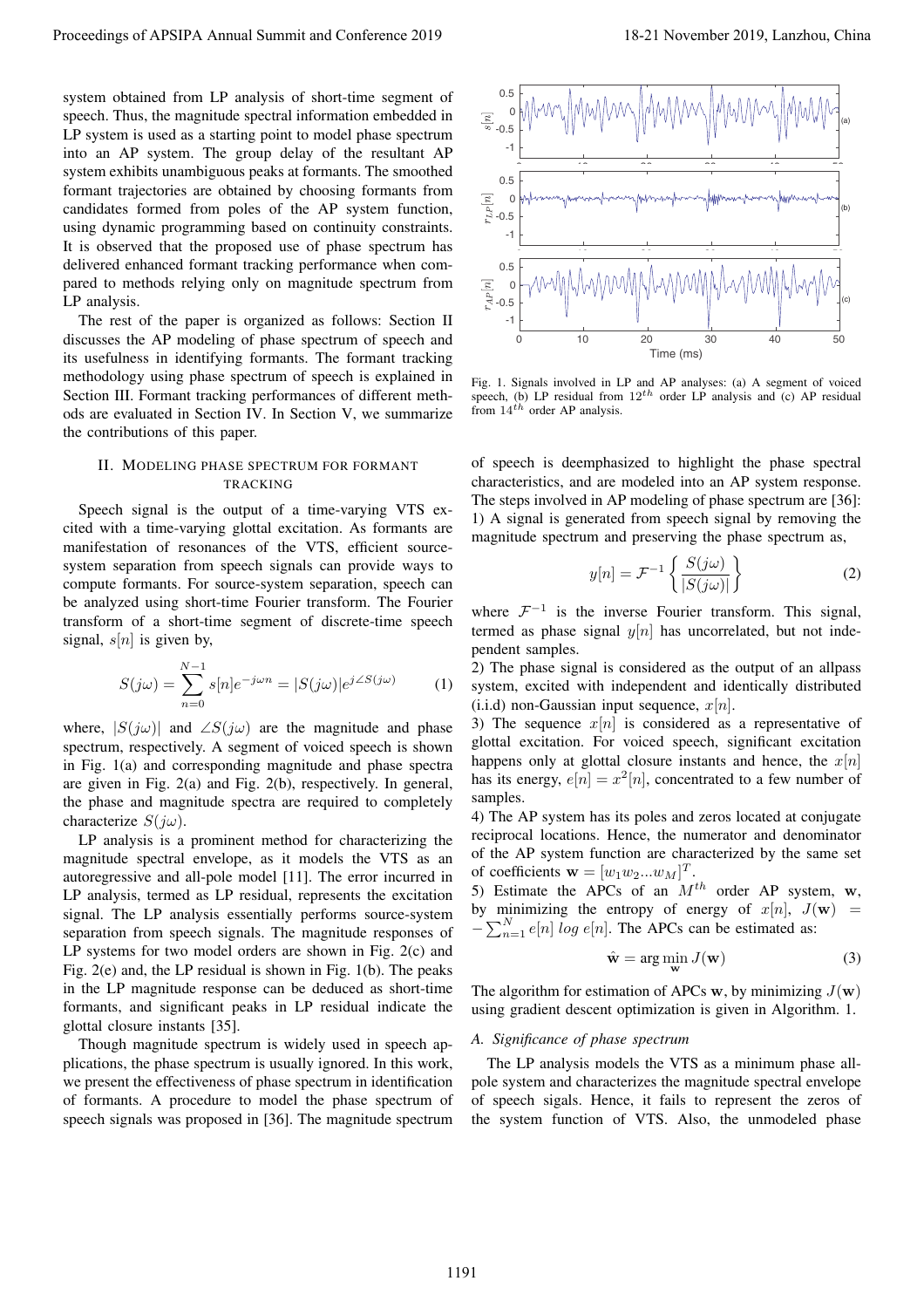system obtained from LP analysis of short-time segment of speech. Thus, the magnitude spectral information embedded in LP system is used as a starting point to model phase spectrum into an AP system. The group delay of the resultant AP system exhibits unambiguous peaks at formants. The smoothed formant trajectories are obtained by choosing formants from candidates formed from poles of the AP system function, using dynamic programming based on continuity constraints. It is observed that the proposed use of phase spectrum has delivered enhanced formant tracking performance when compared to methods relying only on magnitude spectrum from LP analysis.

The rest of the paper is organized as follows: Section II discusses the AP modeling of phase spectrum of speech and its usefulness in identifying formants. The formant tracking methodology using phase spectrum of speech is explained in Section III. Formant tracking performances of different methods are evaluated in Section IV. In Section V, we summarize the contributions of this paper.

## II. Modeling Phase Spectrum for Formant Tracking

Speech signal is the output of a time-varying VTS excited with a time-varying glottal excitation. As formants are manifestation of resonances of the VTS, efficient source-system separation from speech signals can provide ways to compute formants. For source-system separation, speech can be analyzed using short-time Fourier transform. The Fourier transform of a short-time segment of discrete-time speech signal, $s[n]$ is given by,

$$S(j\omega) = \sum_{n=0}^{N-1} s[n]e^{-j\omega n} = |S(j\omega)|e^{j\angle S(j\omega)} \tag{1}$$

where, $|S(j\omega)|$ and $\angle S(j\omega)$ are the magnitude and phase spectrum, respectively. A segment of voiced speech is shown in Fig. 1(a) and corresponding magnitude and phase spectra are given in Fig. 2(a) and Fig. 2(b), respectively. In general, the phase and magnitude spectra are required to completely characterize $S(j\omega)$.

LP analysis is a prominent method for characterizing the magnitude spectral envelope, as it models the VTS as an autoregressive and all-pole model [11]. The error incurred in LP analysis, termed as LP residual, represents the excitation signal. The LP analysis essentially performs source-system separation from speech signals. The magnitude responses of LP systems for two model orders are shown in Fig. 2(c) and Fig. 2(e) and, the LP residual is shown in Fig. 1(b). The peaks in the LP magnitude response can be deduced as short-time formants, and significant peaks in LP residual indicate the glottal closure instants [35].

Though magnitude spectrum is widely used in speech applications, the phase spectrum is usually ignored. In this work, we present the effectiveness of phase spectrum in identification of formants. A procedure to model the phase spectrum of speech signals was proposed in [36]. The magnitude spectrum of speech is deemphasized to highlight the phase spectral characteristics, and are modeled into an AP system response. The steps involved in AP modeling of phase spectrum are [36]:

1) A signal is generated from speech signal by removing the magnitude spectrum and preserving the phase spectrum as,

$$y[n] = \mathcal{F}^{-1}\left\{\frac{S(j\omega)}{|S(j\omega)|}\right\} \tag{2}$$

where $\mathcal{F}^{-1}$ is the inverse Fourier transform. This signal, termed as phase signal $y[n]$ has uncorrelated, but not independent samples.

2) The phase signal is considered as the output of an allpass system, excited with independent and identically distributed (i.i.d) non-Gaussian input sequence, $x[n]$.

3) The sequence $x[n]$ is considered as a representative of glottal excitation. For voiced speech, significant excitation happens only at glottal closure instants and hence, the $x[n]$ has its energy, $e[n] = x^2[n]$, concentrated to a few number of samples.

4) The AP system has its poles and zeros located at conjugate reciprocal locations. Hence, the numerator and denominator of the AP system function are characterized by the same set of coefficients $\mathbf{w} = [w_1 w_2 ... w_M]^T$.

5) Estimate the APCs of an $M^{th}$ order AP system, $\mathbf{w}$, by minimizing the entropy of energy of $x[n]$, $J(\mathbf{w}) = -\sum_{n=1}^{N} e[n] \; log \; e[n]$. The APCs can be estimated as:

$$\hat{\mathbf{w}} = \arg\min_{\mathbf{w}} J(\mathbf{w}) \tag{3}$$

The algorithm for estimation of APCs $\mathbf{w}$, by minimizing $J(\mathbf{w})$ using gradient descent optimization is given in Algorithm. 1.

Fig. 1. Signals involved in LP and AP analyses: (a) A segment of voiced speech, (b) LP residual from $12^{th}$ order LP analysis and (c) AP residual from $14^{th}$ order AP analysis.

### A. Significance of phase spectrum

The LP analysis models the VTS as a minimum phase all-pole system and characterizes the magnitude spectral envelope of speech sigals. Hence, it fails to represent the zeros of the system function of VTS. Also, the unmodeled phase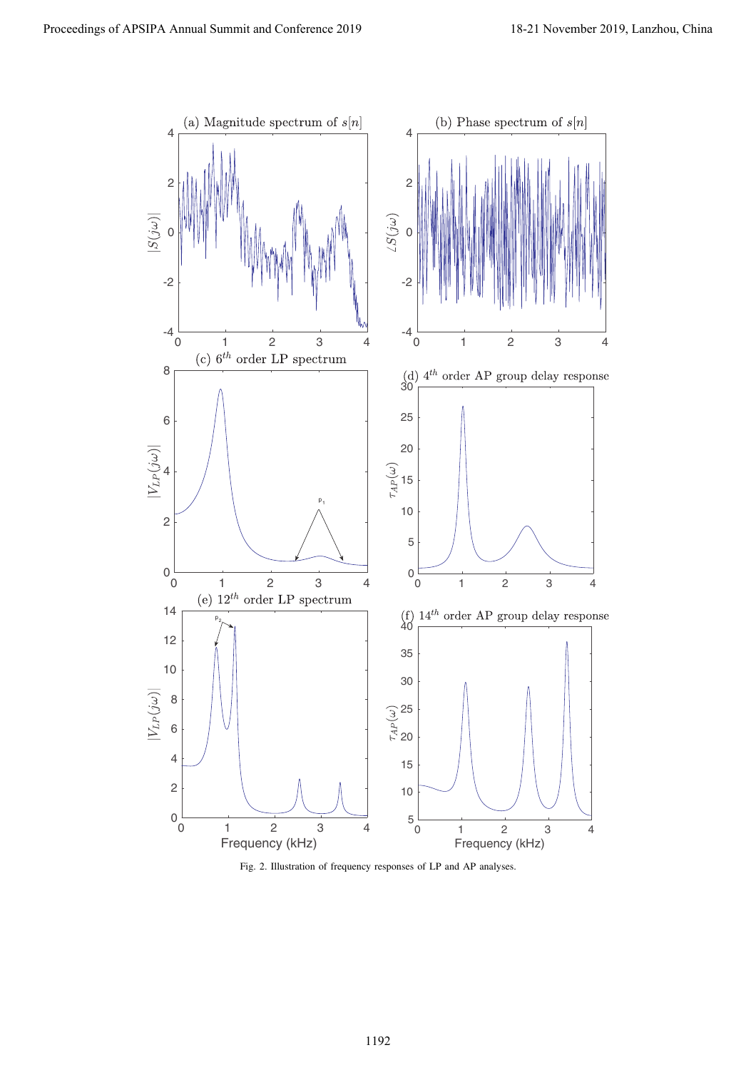Fig. 2. Illustration of frequency responses of LP and AP analyses.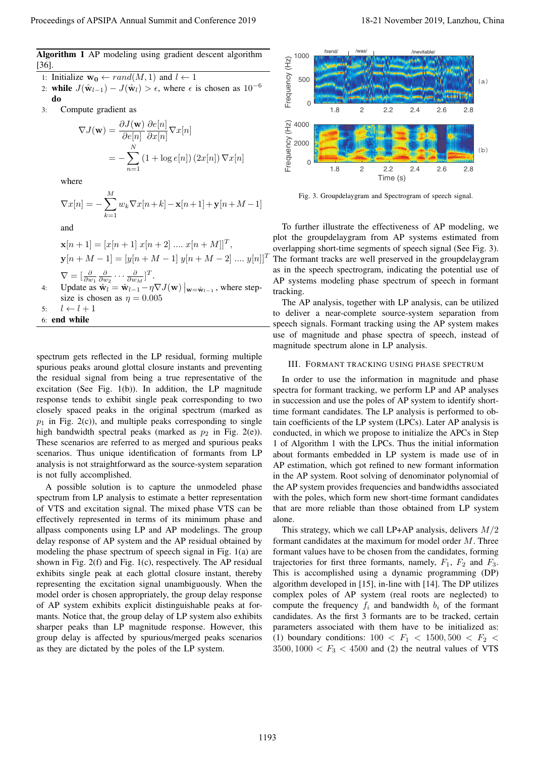**Algorithm 1** AP modeling using gradient descent algorithm [36].

1: Initialize $\mathbf{w_0} \leftarrow rand(M, 1)$ and $l \leftarrow 1$

2: **while** $J(\hat{\mathbf{w}}_{l-1}) - J(\hat{\mathbf{w}}_l) > \epsilon$, where $\epsilon$ is chosen as $10^{-6}$ **do**

3: Compute gradient as

$$\nabla J(\mathbf{w}) = \frac{\partial J(\mathbf{w})}{\partial e[n]} \frac{\partial e[n]}{\partial x[n]} \nabla x[n]$$
$$= -\sum_{n=1}^{N} (1 + \log e[n]) (2x[n]) \nabla x[n]$$

where

$$\nabla x[n] = -\sum_{k=1}^{M} w_k \nabla x[n+k] - \mathbf{x}[n+1] + \mathbf{y}[n+M-1]$$

and

$$\mathbf{x}[n+1] = [x[n+1]\ x[n+2]\ ....\ x[n+M]]^T,$$
$$\mathbf{y}[n+M-1] = [y[n+M-1]\ y[n+M-2]\ ....\ y[n]]^T$$
$$\nabla = [\tfrac{\partial}{\partial w_1}\ \tfrac{\partial}{\partial w_2} \cdots \tfrac{\partial}{\partial w_M}]^T.$$

4: Update as $\hat{\mathbf{w}}_l = \hat{\mathbf{w}}_{l-1} - \eta \nabla J(\mathbf{w})\,|_{\mathbf{w}=\hat{\mathbf{w}}_{l-1}}$, where step-size is chosen as $\eta = 0.005$

5: $l \leftarrow l + 1$

6: **end while**

spectrum gets reflected in the LP residual, forming multiple spurious peaks around glottal closure instants and preventing the residual signal from being a true representative of the excitation (See Fig. 1(b)). In addition, the LP magnitude response tends to exhibit single peak corresponding to two closely spaced peaks in the original spectrum (marked as $p_1$ in Fig. 2(c)), and multiple peaks corresponding to single high bandwidth spectral peaks (marked as $p_2$ in Fig. 2(e)). These scenarios are referred to as merged and spurious peaks scenarios. Thus unique identification of formants from LP analysis is not straightforward as the source-system separation is not fully accomplished.

A possible solution is to capture the unmodeled phase spectrum from LP analysis to estimate a better representation of VTS and excitation signal. The mixed phase VTS can be effectively represented in terms of its minimum phase and allpass components using LP and AP modelings. The group delay response of AP system and the AP residual obtained by modeling the phase spectrum of speech signal in Fig. 1(a) are shown in Fig. 2(f) and Fig. 1(c), respectively. The AP residual exhibits single peak at each glottal closure instant, thereby representing the excitation signal unambiguously. When the model order is chosen appropriately, the group delay response of AP system exhibits explicit distinguishable peaks at formants. Notice that, the group delay of LP system also exhibits sharper peaks than LP magnitude response. However, this group delay is affected by spurious/merged peaks scenarios as they are dictated by the poles of the LP system.

Fig. 3. Groupdelaygram and Spectrogram of speech signal.

To further illustrate the effectiveness of AP modeling, we plot the groupdelaygram from AP systems estimated from overlapping short-time segments of speech signal (See Fig. 3). The formant tracks are well preserved in the groupdelaygram as in the speech spectrogram, indicating the potential use of AP systems modeling phase spectrum of speech in formant tracking.

The AP analysis, together with LP analysis, can be utilized to deliver a near-complete source-system separation from speech signals. Formant tracking using the AP system makes use of magnitude and phase spectra of speech, instead of magnitude spectrum alone in LP analysis.

## III. Formant Tracking Using Phase Spectrum

In order to use the information in magnitude and phase spectra for formant tracking, we perform LP and AP analyses in succession and use the poles of AP system to identify short-time formant candidates. The LP analysis is performed to obtain coefficients of the LP system (LPCs). Later AP analysis is conducted, in which we propose to initialize the APCs in Step 1 of Algorithm 1 with the LPCs. Thus the initial information about formants embedded in LP system is made use of in AP estimation, which got refined to new formant information in the AP system. Root solving of denominator polynomial of the AP system provides frequencies and bandwidths associated with the poles, which form new short-time formant candidates that are more reliable than those obtained from LP system alone.

This strategy, which we call LP+AP analysis, delivers $M/2$ formant candidates at the maximum for model order $M$. Three formant values have to be chosen from the candidates, forming trajectories for first three formants, namely, $F_1$, $F_2$ and $F_3$. This is accomplished using a dynamic programming (DP) algorithm developed in [15], in-line with [14]. The DP utilizes complex poles of AP system (real roots are neglected) to compute the frequency $f_i$ and bandwidth $b_i$ of the formant candidates. As the first 3 formants are to be tracked, certain parameters associated with them have to be initialized as: (1) boundary conditions: $100 < F_1 < 1500, 500 < F_2 < 3500, 1000 < F_3 < 4500$ and (2) the neutral values of VTS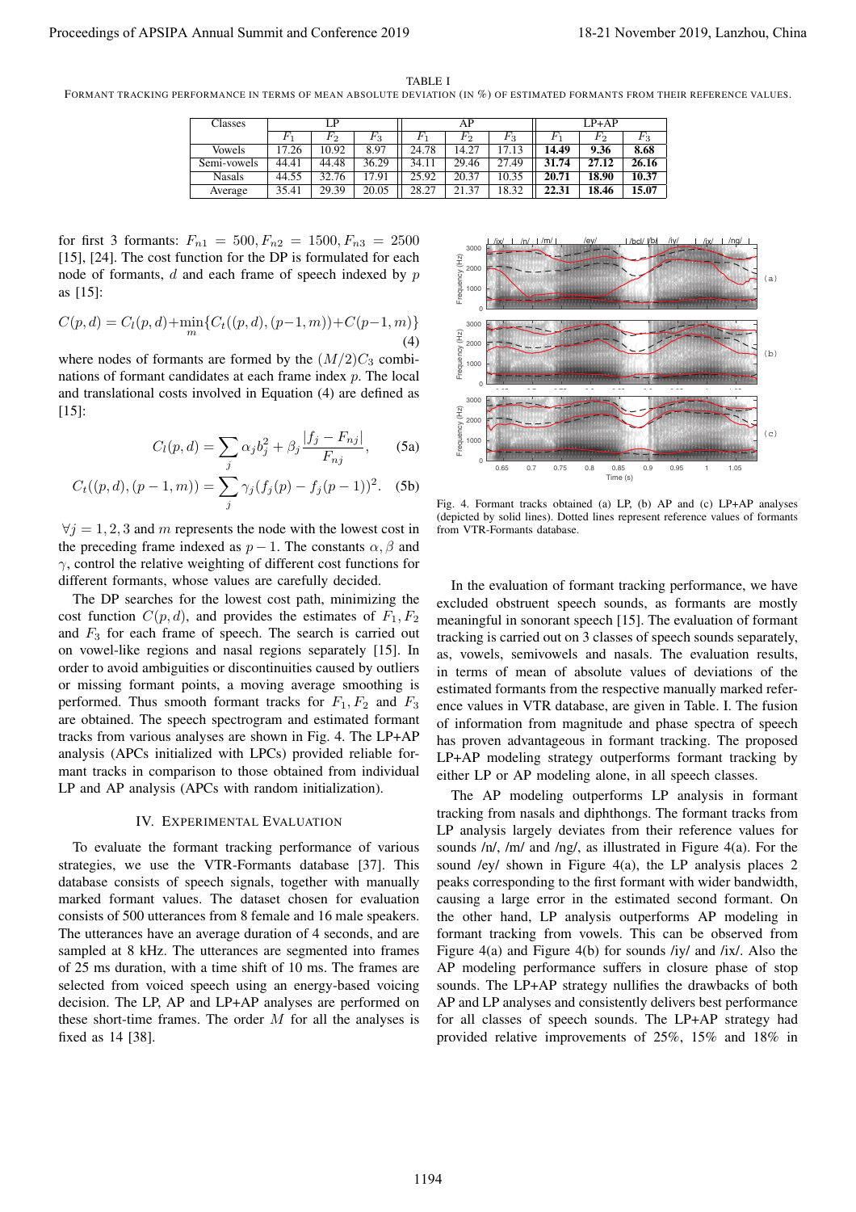TABLE I

FORMANT TRACKING PERFORMANCE IN TERMS OF MEAN ABSOLUTE DEVIATION (IN %) OF ESTIMATED FORMANTS FROM THEIR REFERENCE VALUES.

| Classes | LP | | | AP | | | LP+AP | | |
|---|---|---|---|---|---|---|---|---|---|
| | $F_1$ | $F_2$ | $F_3$ | $F_1$ | $F_2$ | $F_3$ | $F_1$ | $F_2$ | $F_3$ |
| Vowels | 17.26 | 10.92 | 8.97 | 24.78 | 14.27 | 17.13 | **14.49** | **9.36** | **8.68** |
| Semi-vowels | 44.41 | 44.48 | 36.29 | 34.11 | 29.46 | 27.49 | **31.74** | **27.12** | **26.16** |
| Nasals | 44.55 | 32.76 | 17.91 | 25.92 | 20.37 | 10.35 | **20.71** | **18.90** | **10.37** |
| Average | 35.41 | 29.39 | 20.05 | 28.27 | 21.37 | 18.32 | **22.31** | **18.46** | **15.07** |

for first 3 formants: $F_{n1} = 500, F_{n2} = 1500, F_{n3} = 2500$ [15], [24]. The cost function for the DP is formulated for each node of formants, $d$ and each frame of speech indexed by $p$ as [15]:

$$C(p, d) = C_l(p, d) + \min_m \{C_t((p, d), (p-1, m)) + C(p-1, m)\} \quad (4)$$

where nodes of formants are formed by the $(M/2)C_3$ combinations of formant candidates at each frame index $p$. The local and translational costs involved in Equation (4) are defined as [15]:

$$C_l(p, d) = \sum_j \alpha_j b_j^2 + \beta_j \frac{|f_j - F_{nj}|}{F_{nj}}, \quad (5a)$$

$$C_t((p, d), (p-1, m)) = \sum_j \gamma_j (f_j(p) - f_j(p-1))^2. \quad (5b)$$

$\forall j = 1, 2, 3$ and $m$ represents the node with the lowest cost in the preceding frame indexed as $p - 1$. The constants $\alpha, \beta$ and $\gamma$, control the relative weighting of different cost functions for different formants, whose values are carefully decided.

The DP searches for the lowest cost path, minimizing the cost function $C(p, d)$, and provides the estimates of $F_1, F_2$ and $F_3$ for each frame of speech. The search is carried out on vowel-like regions and nasal regions separately [15]. In order to avoid ambiguities or discontinuities caused by outliers or missing formant points, a moving average smoothing is performed. Thus smooth formant tracks for $F_1, F_2$ and $F_3$ are obtained. The speech spectrogram and estimated formant tracks from various analyses are shown in Fig. 4. The LP+AP analysis (APCs initialized with LPCs) provided reliable formant tracks in comparison to those obtained from individual LP and AP analysis (APCs with random initialization).

Fig. 4. Formant tracks obtained (a) LP, (b) AP and (c) LP+AP analyses (depicted by solid lines). Dotted lines represent reference values of formants from VTR-Formants database.

## IV. EXPERIMENTAL EVALUATION

To evaluate the formant tracking performance of various strategies, we use the VTR-Formants database [37]. This database consists of speech signals, together with manually marked formant values. The dataset chosen for evaluation consists of 500 utterances from 8 female and 16 male speakers. The utterances have an average duration of 4 seconds, and are sampled at 8 kHz. The utterances are segmented into frames of 25 ms duration, with a time shift of 10 ms. The frames are selected from voiced speech using an energy-based voicing decision. The LP, AP and LP+AP analyses are performed on these short-time frames. The order $M$ for all the analyses is fixed as 14 [38].

In the evaluation of formant tracking performance, we have excluded obstruent speech sounds, as formants are mostly meaningful in sonorant speech [15]. The evaluation of formant tracking is carried out on 3 classes of speech sounds separately, as, vowels, semivowels and nasals. The evaluation results, in terms of mean of absolute values of deviations of the estimated formants from the respective manually marked reference values in VTR database, are given in Table. I. The fusion of information from magnitude and phase spectra of speech has proven advantageous in formant tracking. The proposed LP+AP modeling strategy outperforms formant tracking by either LP or AP modeling alone, in all speech classes.

The AP modeling outperforms LP analysis in formant tracking from nasals and diphthongs. The formant tracks from LP analysis largely deviates from their reference values for sounds /n/, /m/ and /ng/, as illustrated in Figure 4(a). For the sound /ey/ shown in Figure 4(a), the LP analysis places 2 peaks corresponding to the first formant with wider bandwidth, causing a large error in the estimated second formant. On the other hand, LP analysis outperforms AP modeling in formant tracking from vowels. This can be observed from Figure 4(a) and Figure 4(b) for sounds /iy/ and /ix/. Also the AP modeling performance suffers in closure phase of stop sounds. The LP+AP strategy nullifies the drawbacks of both AP and LP analyses and consistently delivers best performance for all classes of speech sounds. The LP+AP strategy had provided relative improvements of 25%, 15% and 18% in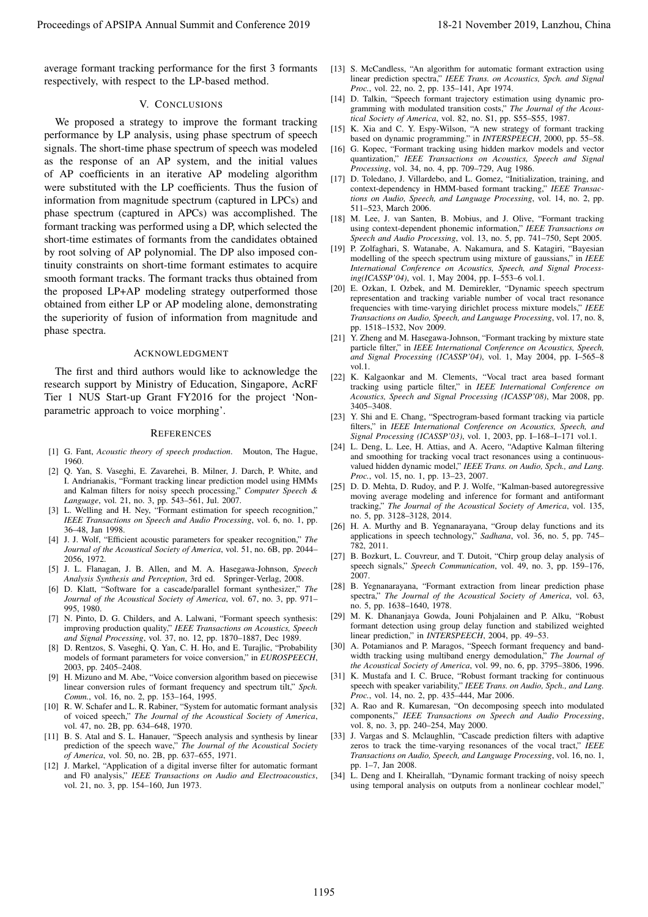average formant tracking performance for the first 3 formants respectively, with respect to the LP-based method.

## V. Conclusions

We proposed a strategy to improve the formant tracking performance by LP analysis, using phase spectrum of speech signals. The short-time phase spectrum of speech was modeled as the response of an AP system, and the initial values of AP coefficients in an iterative AP modeling algorithm were substituted with the LP coefficients. Thus the fusion of information from magnitude spectrum (captured in LPCs) and phase spectrum (captured in APCs) was accomplished. The formant tracking was performed using a DP, which selected the short-time estimates of formants from the candidates obtained by root solving of AP polynomial. The DP also imposed continuity constraints on short-time formant estimates to acquire smooth formant tracks. The formant tracks thus obtained from the proposed LP+AP modeling strategy outperformed those obtained from either LP or AP modeling alone, demonstrating the superiority of fusion of information from magnitude and phase spectra.

## Acknowledgment

The first and third authors would like to acknowledge the research support by Ministry of Education, Singapore, AcRF Tier 1 NUS Start-up Grant FY2016 for the project 'Non-parametric approach to voice morphing'.

## References

[1] G. Fant, *Acoustic theory of speech production*. Mouton, The Hague, 1960.

[2] Q. Yan, S. Vaseghi, E. Zavarehei, B. Milner, J. Darch, P. White, and I. Andrianakis, "Formant tracking linear prediction model using HMMs and Kalman filters for noisy speech processing," *Computer Speech & Language*, vol. 21, no. 3, pp. 543–561, Jul. 2007.

[3] L. Welling and H. Ney, "Formant estimation for speech recognition," *IEEE Transactions on Speech and Audio Processing*, vol. 6, no. 1, pp. 36–48, Jan 1998.

[4] J. J. Wolf, "Efficient acoustic parameters for speaker recognition," *The Journal of the Acoustical Society of America*, vol. 51, no. 6B, pp. 2044–2056, 1972.

[5] J. L. Flanagan, J. B. Allen, and M. A. Hasegawa-Johnson, *Speech Analysis Synthesis and Perception*, 3rd ed. Springer-Verlag, 2008.

[6] D. Klatt, "Software for a cascade/parallel formant synthesizer," *The Journal of the Acoustical Society of America*, vol. 67, no. 3, pp. 971–995, 1980.

[7] N. Pinto, D. G. Childers, and A. Lalwani, "Formant speech synthesis: improving production quality," *IEEE Transactions on Acoustics, Speech and Signal Processing*, vol. 37, no. 12, pp. 1870–1887, Dec 1989.

[8] D. Rentzos, S. Vaseghi, Q. Yan, C. H. Ho, and E. Turajlic, "Probability models of formant parameters for voice conversion," in *EUROSPEECH*, 2003, pp. 2405–2408.

[9] H. Mizuno and M. Abe, "Voice conversion algorithm based on piecewise linear conversion rules of formant frequency and spectrum tilt," *Spch. Comm.*, vol. 16, no. 2, pp. 153–164, 1995.

[10] R. W. Schafer and L. R. Rabiner, "System for automatic formant analysis of voiced speech," *The Journal of the Acoustical Society of America*, vol. 47, no. 2B, pp. 634–648, 1970.

[11] B. S. Atal and S. L. Hanauer, "Speech analysis and synthesis by linear prediction of the speech wave," *The Journal of the Acoustical Society of America*, vol. 50, no. 2B, pp. 637–655, 1971.

[12] J. Markel, "Application of a digital inverse filter for automatic formant and F0 analysis," *IEEE Transactions on Audio and Electroacoustics*, vol. 21, no. 3, pp. 154–160, Jun 1973.

[13] S. McCandless, "An algorithm for automatic formant extraction using linear prediction spectra," *IEEE Trans. on Acoustics, Spch. and Signal Proc.*, vol. 22, no. 2, pp. 135–141, Apr 1974.

[14] D. Talkin, "Speech formant trajectory estimation using dynamic programming with modulated transition costs," *The Journal of the Acoustical Society of America*, vol. 82, no. S1, pp. S55–S55, 1987.

[15] K. Xia and C. Y. Espy-Wilson, "A new strategy of formant tracking based on dynamic programming." in *INTERSPEECH*, 2000, pp. 55–58.

[16] G. Kopec, "Formant tracking using hidden markov models and vector quantization," *IEEE Transactions on Acoustics, Speech and Signal Processing*, vol. 34, no. 4, pp. 709–729, Aug 1986.

[17] D. Toledano, J. Villardebo, and L. Gomez, "Initialization, training, and context-dependency in HMM-based formant tracking," *IEEE Transactions on Audio, Speech, and Language Processing*, vol. 14, no. 2, pp. 511–523, March 2006.

[18] M. Lee, J. van Santen, B. Mobius, and J. Olive, "Formant tracking using context-dependent phonemic information," *IEEE Transactions on Speech and Audio Processing*, vol. 13, no. 5, pp. 741–750, Sept 2005.

[19] P. Zolfaghari, S. Watanabe, A. Nakamura, and S. Katagiri, "Bayesian modelling of the speech spectrum using mixture of gaussians," in *IEEE International Conference on Acoustics, Speech, and Signal Processing(ICASSP'04)*, vol. 1, May 2004, pp. I–553–6 vol.1.

[20] E. Ozkan, I. Ozbek, and M. Demirekler, "Dynamic speech spectrum representation and tracking variable number of vocal tract resonance frequencies with time-varying dirichlet process mixture models," *IEEE Transactions on Audio, Speech, and Language Processing*, vol. 17, no. 8, pp. 1518–1532, Nov 2009.

[21] Y. Zheng and M. Hasegawa-Johnson, "Formant tracking by mixture state particle filter," in *IEEE International Conference on Acoustics, Speech, and Signal Processing (ICASSP'04)*, vol. 1, May 2004, pp. I–565–8 vol.1.

[22] K. Kalgaonkar and M. Clements, "Vocal tract area based formant tracking using particle filter," in *IEEE International Conference on Acoustics, Speech and Signal Processing (ICASSP'08)*, Mar 2008, pp. 3405–3408.

[23] Y. Shi and E. Chang, "Spectrogram-based formant tracking via particle filters," in *IEEE International Conference on Acoustics, Speech, and Signal Processing (ICASSP'03)*, vol. 1, 2003, pp. I–168–I–171 vol.1.

[24] L. Deng, L. Lee, H. Attias, and A. Acero, "Adaptive Kalman filtering and smoothing for tracking vocal tract resonances using a continuous-valued hidden dynamic model," *IEEE Trans. on Audio, Spch., and Lang. Proc.*, vol. 15, no. 1, pp. 13–23, 2007.

[25] D. D. Mehta, D. Rudoy, and P. J. Wolfe, "Kalman-based autoregressive moving average modeling and inference for formant and antiformant tracking," *The Journal of the Acoustical Society of America*, vol. 135, no. 5, pp. 3128–3128, 2014.

[26] H. A. Murthy and B. Yegnanarayana, "Group delay functions and its applications in speech technology," *Sadhana*, vol. 36, no. 5, pp. 745–782, 2011.

[27] B. Bozkurt, L. Couvreur, and T. Dutoit, "Chirp group delay analysis of speech signals," *Speech Communication*, vol. 49, no. 3, pp. 159–176, 2007.

[28] B. Yegnanarayana, "Formant extraction from linear prediction phase spectra," *The Journal of the Acoustical Society of America*, vol. 63, no. 5, pp. 1638–1640, 1978.

[29] M. K. Dhananjaya Gowda, Jouni Pohjalainen and P. Alku, "Robust formant detection using group delay function and stabilized weighted linear prediction," in *INTERSPEECH*, 2004, pp. 49–53.

[30] A. Potamianos and P. Maragos, "Speech formant frequency and bandwidth tracking using multiband energy demodulation," *The Journal of the Acoustical Society of America*, vol. 99, no. 6, pp. 3795–3806, 1996.

[31] K. Mustafa and I. C. Bruce, "Robust formant tracking for continuous speech with speaker variability," *IEEE Trans. on Audio, Spch., and Lang. Proc.*, vol. 14, no. 2, pp. 435–444, Mar 2006.

[32] A. Rao and R. Kumaresan, "On decomposing speech into modulated components," *IEEE Transactions on Speech and Audio Processing*, vol. 8, no. 3, pp. 240–254, May 2000.

[33] J. Vargas and S. Mclaughlin, "Cascade prediction filters with adaptive zeros to track the time-varying resonances of the vocal tract," *IEEE Transactions on Audio, Speech, and Language Processing*, vol. 16, no. 1, pp. 1–7, Jan 2008.

[34] L. Deng and I. Kheirallah, "Dynamic formant tracking of noisy speech using temporal analysis on outputs from a nonlinear cochlear model,"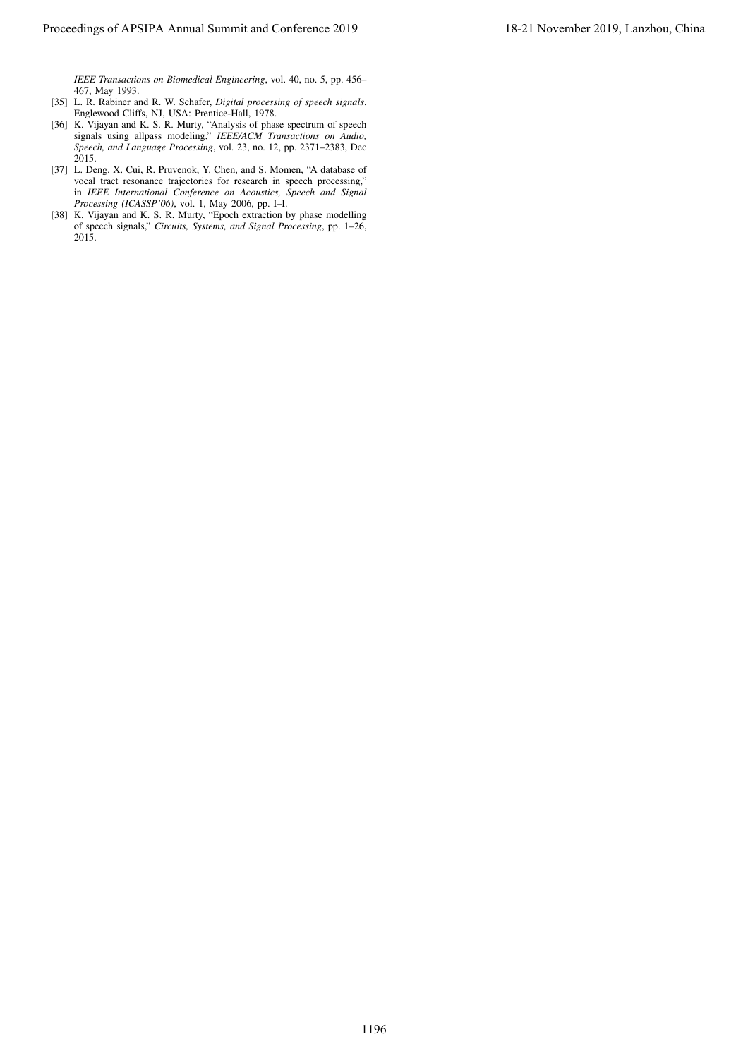*IEEE Transactions on Biomedical Engineering*, vol. 40, no. 5, pp. 456–467, May 1993.

[35] L. R. Rabiner and R. W. Schafer, *Digital processing of speech signals*. Englewood Cliffs, NJ, USA: Prentice-Hall, 1978.

[36] K. Vijayan and K. S. R. Murty, "Analysis of phase spectrum of speech signals using allpass modeling," *IEEE/ACM Transactions on Audio, Speech, and Language Processing*, vol. 23, no. 12, pp. 2371–2383, Dec 2015.

[37] L. Deng, X. Cui, R. Pruvenok, Y. Chen, and S. Momen, "A database of vocal tract resonance trajectories for research in speech processing," in *IEEE International Conference on Acoustics, Speech and Signal Processing (ICASSP'06)*, vol. 1, May 2006, pp. I–I.

[38] K. Vijayan and K. S. R. Murty, "Epoch extraction by phase modelling of speech signals," *Circuits, Systems, and Signal Processing*, pp. 1–26, 2015.